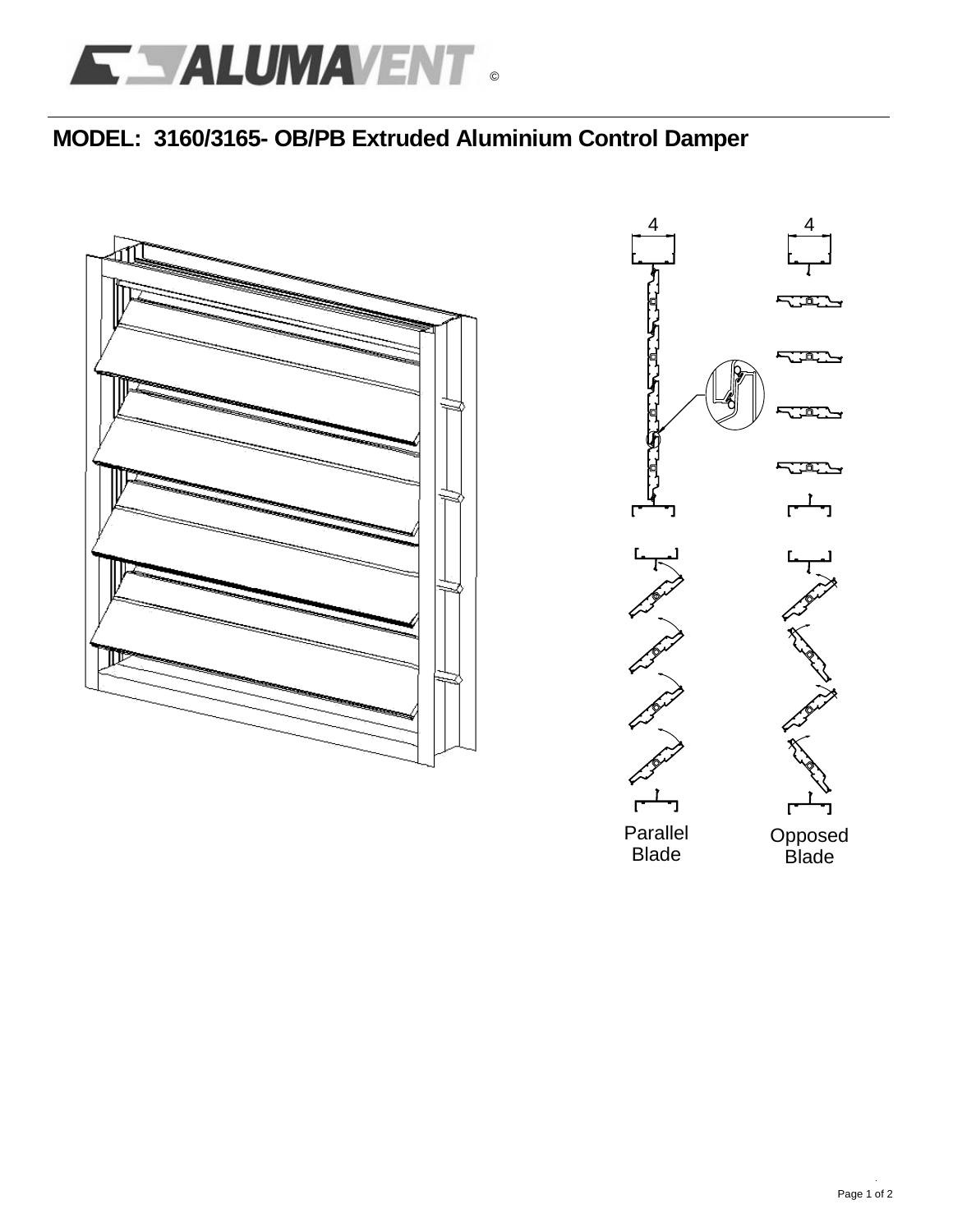# MODEL: 3160/3165- OB/PB Extruded Aluminium Control Damper

4

4

Parallel Blade

Opposed Blade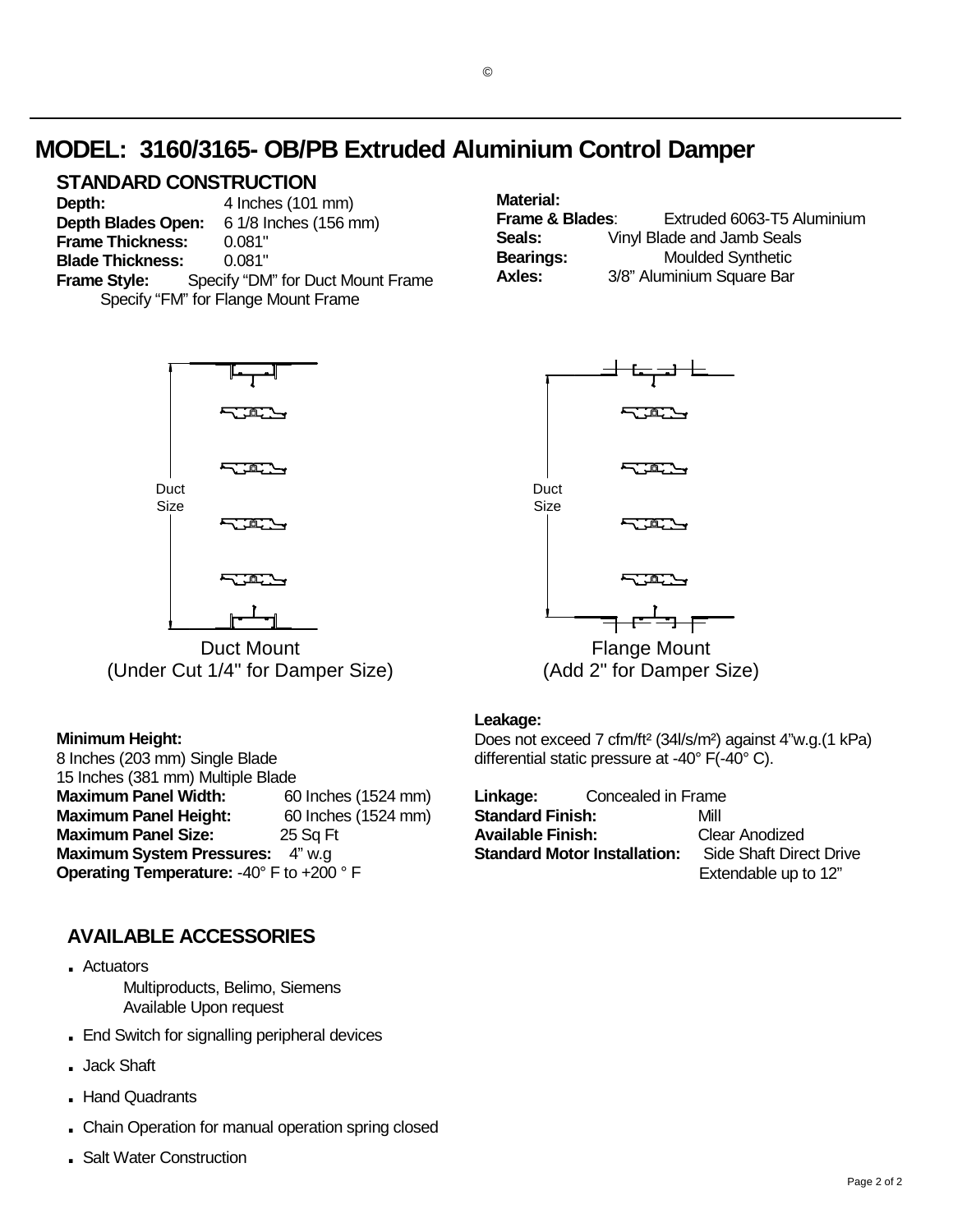©

# MODEL: 3160/3165- OB/PB Extruded Aluminium Control Damper

## STANDARD CONSTRUCTION

**Depth:** 4 Inches (101 mm)
**Depth Blades Open:** 6 1/8 Inches (156 mm)
**Frame Thickness:** 0.081"
**Blade Thickness:** 0.081"
**Frame Style:** Specify "DM" for Duct Mount Frame
Specify "FM" for Flange Mount Frame

**Material:**
**Frame & Blades**: Extruded 6063-T5 Aluminium
**Seals:** Vinyl Blade and Jamb Seals
**Bearings:** Moulded Synthetic
**Axles:** 3/8" Aluminium Square Bar

Duct Size

Duct Mount
(Under Cut 1/4" for Damper Size)

Duct Size

Flange Mount
(Add 2" for Damper Size)

**Minimum Height:**
8 Inches (203 mm) Single Blade
15 Inches (381 mm) Multiple Blade
**Maximum Panel Width:** 60 Inches (1524 mm)
**Maximum Panel Height:** 60 Inches (1524 mm)
**Maximum Panel Size:** 25 Sq Ft
**Maximum System Pressures:** 4" w.g
**Operating Temperature:** -40° F to +200 ° F

**Leakage:**
Does not exceed 7 cfm/ft² (34l/s/m²) against 4"w.g.(1 kPa) differential static pressure at -40° F(-40° C).

**Linkage:** Concealed in Frame
**Standard Finish:** Mill
**Available Finish:** Clear Anodized
**Standard Motor Installation:** Side Shaft Direct Drive
Extendable up to 12"

## AVAILABLE ACCESSORIES

- Actuators
  Multiproducts, Belimo, Siemens
  Available Upon request
- End Switch for signalling peripheral devices
- Jack Shaft
- Hand Quadrants
- Chain Operation for manual operation spring closed
- Salt Water Construction